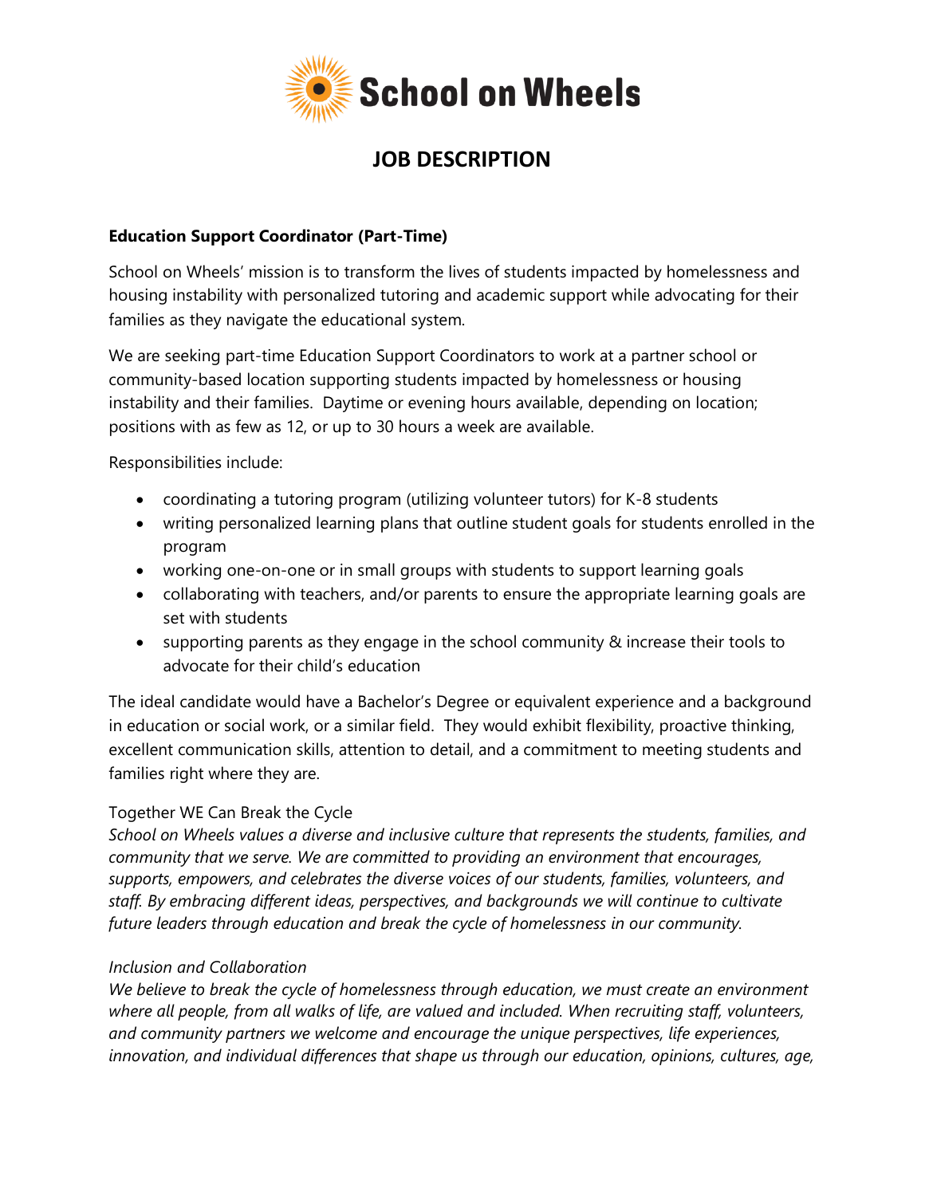School on Wheels

# JOB DESCRIPTION

**Education Support Coordinator (Part-Time)**

School on Wheels' mission is to transform the lives of students impacted by homelessness and housing instability with personalized tutoring and academic support while advocating for their families as they navigate the educational system.

We are seeking part-time Education Support Coordinators to work at a partner school or community-based location supporting students impacted by homelessness or housing instability and their families. Daytime or evening hours available, depending on location; positions with as few as 12, or up to 30 hours a week are available.

Responsibilities include:

- coordinating a tutoring program (utilizing volunteer tutors) for K-8 students
- writing personalized learning plans that outline student goals for students enrolled in the program
- working one-on-one or in small groups with students to support learning goals
- collaborating with teachers, and/or parents to ensure the appropriate learning goals are set with students
- supporting parents as they engage in the school community & increase their tools to advocate for their child's education

The ideal candidate would have a Bachelor's Degree or equivalent experience and a background in education or social work, or a similar field. They would exhibit flexibility, proactive thinking, excellent communication skills, attention to detail, and a commitment to meeting students and families right where they are.

Together WE Can Break the Cycle

*School on Wheels values a diverse and inclusive culture that represents the students, families, and community that we serve. We are committed to providing an environment that encourages, supports, empowers, and celebrates the diverse voices of our students, families, volunteers, and staff. By embracing different ideas, perspectives, and backgrounds we will continue to cultivate future leaders through education and break the cycle of homelessness in our community.*

*Inclusion and Collaboration*

*We believe to break the cycle of homelessness through education, we must create an environment where all people, from all walks of life, are valued and included. When recruiting staff, volunteers, and community partners we welcome and encourage the unique perspectives, life experiences, innovation, and individual differences that shape us through our education, opinions, cultures, age,*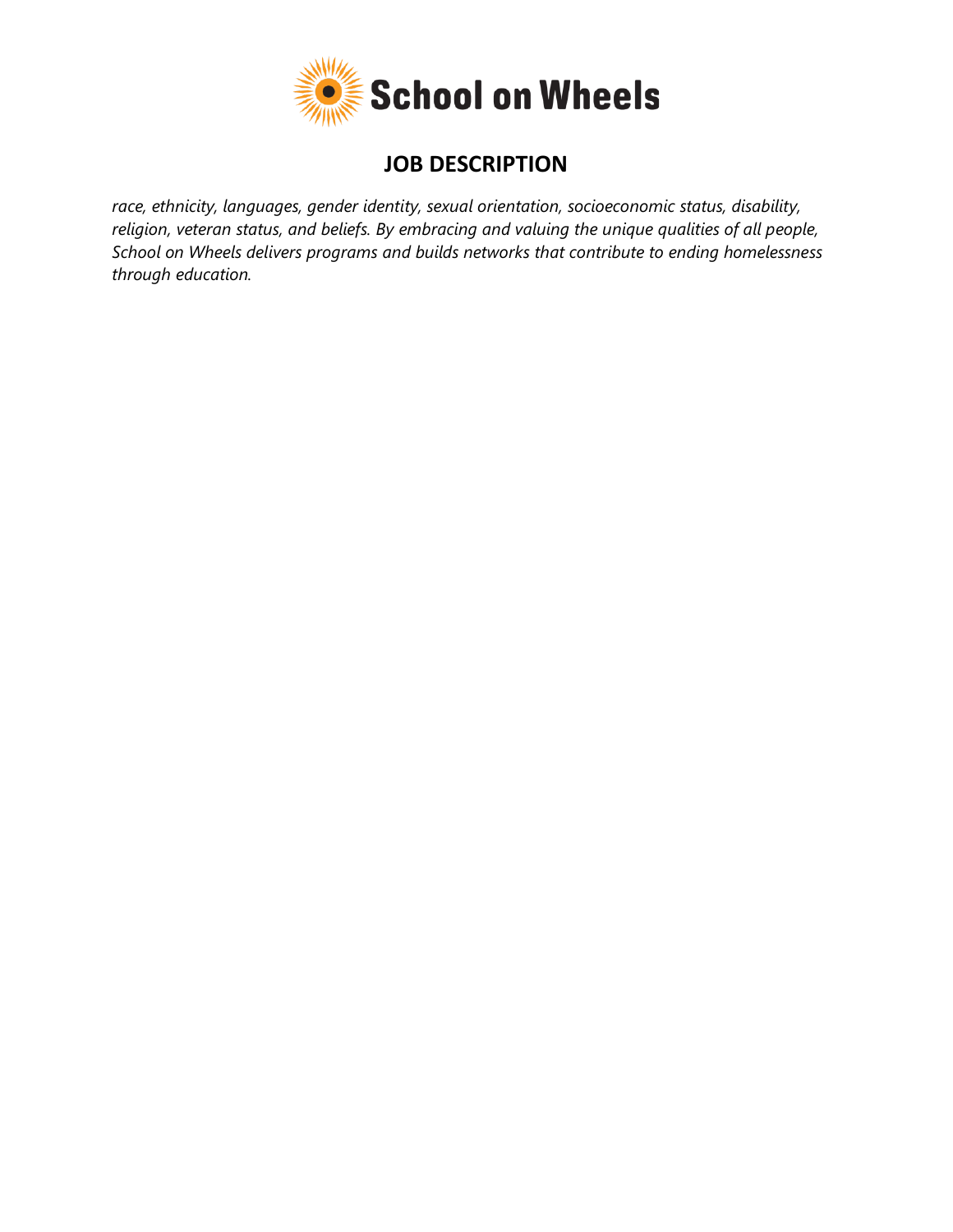*race, ethnicity, languages, gender identity, sexual orientation, socioeconomic status, disability, religion, veteran status, and beliefs. By embracing and valuing the unique qualities of all people, School on Wheels delivers programs and builds networks that contribute to ending homelessness through education.*